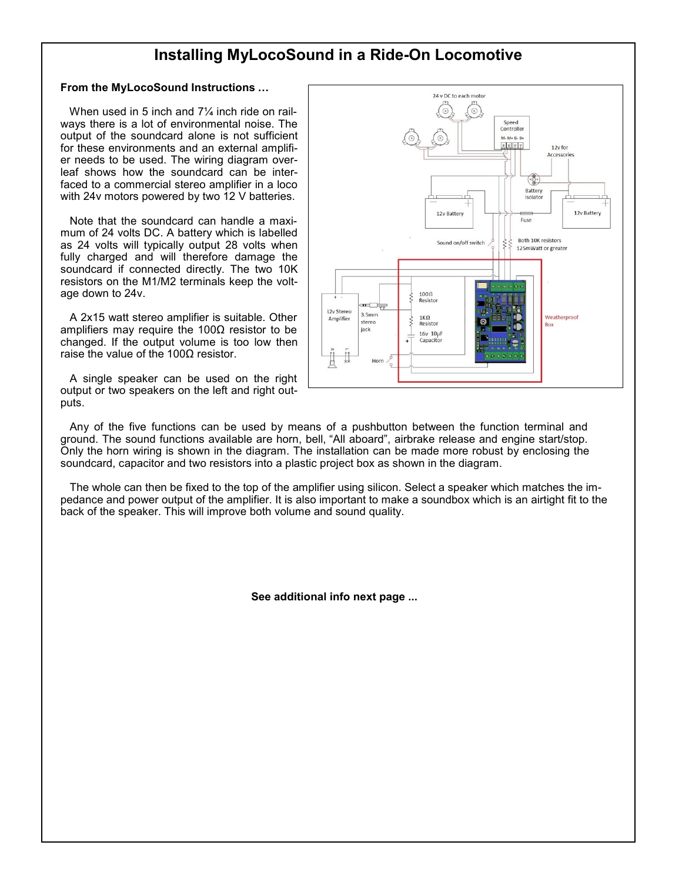# Installing MyLocoSound in a Ride-On Locomotive

**From the MyLocoSound Instructions …**

When used in 5 inch and 7¼ inch ride on railways there is a lot of environmental noise. The output of the soundcard alone is not sufficient for these environments and an external amplifier needs to be used. The wiring diagram overleaf shows how the soundcard can be interfaced to a commercial stereo amplifier in a loco with 24v motors powered by two 12 V batteries.

Note that the soundcard can handle a maximum of 24 volts DC. A battery which is labelled as 24 volts will typically output 28 volts when fully charged and will therefore damage the soundcard if connected directly. The two 10K resistors on the M1/M2 terminals keep the voltage down to 24v.

A 2x15 watt stereo amplifier is suitable. Other amplifiers may require the 100Ω resistor to be changed. If the output volume is too low then raise the value of the 100Ω resistor.

A single speaker can be used on the right output or two speakers on the left and right outputs.

Any of the five functions can be used by means of a pushbutton between the function terminal and ground. The sound functions available are horn, bell, "All aboard", airbrake release and engine start/stop. Only the horn wiring is shown in the diagram. The installation can be made more robust by enclosing the soundcard, capacitor and two resistors into a plastic project box as shown in the diagram.

The whole can then be fixed to the top of the amplifier using silicon. Select a speaker which matches the impedance and power output of the amplifier. It is also important to make a soundbox which is an airtight fit to the back of the speaker. This will improve both volume and sound quality.

**See additional info next page ...**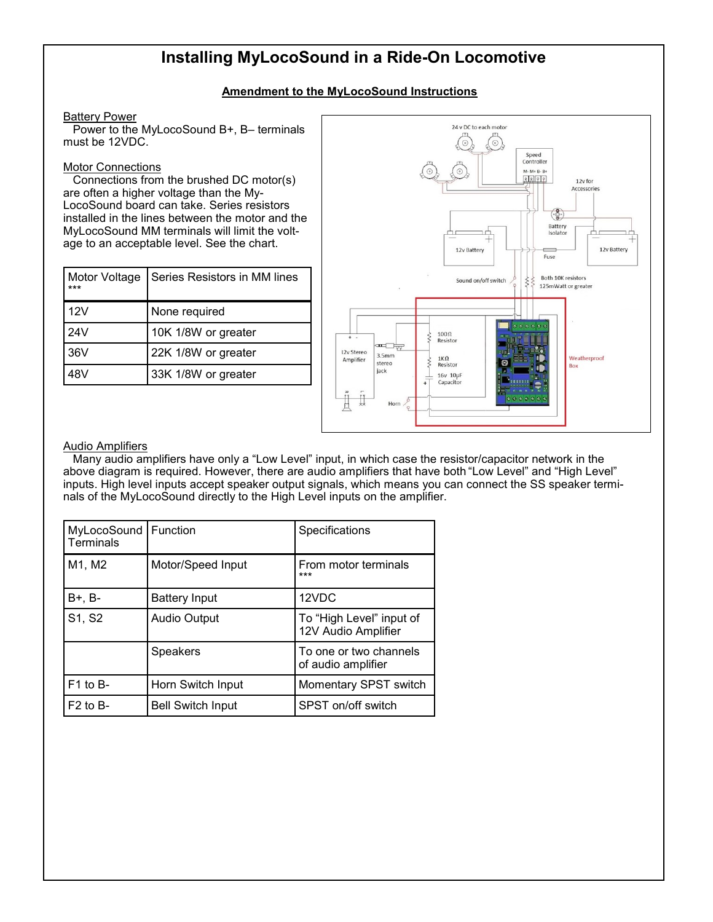# Installing MyLocoSound in a Ride-On Locomotive

**Amendment to the MyLocoSound Instructions**

Battery Power

Power to the MyLocoSound B+, B– terminals must be 12VDC.

Motor Connections

Connections from the brushed DC motor(s) are often a higher voltage than the MyLocoSound board can take. Series resistors installed in the lines between the motor and the MyLocoSound MM terminals will limit the voltage to an acceptable level. See the chart.

| Motor Voltage *** | Series Resistors in MM lines |
|---|---|
| 12V | None required |
| 24V | 10K 1/8W or greater |
| 36V | 22K 1/8W or greater |
| 48V | 33K 1/8W or greater |

24 v DC to each motor

Speed Controller

M- M+ B- B+

12v for Accessories

Battery Isolator

12v Battery

Fuse

12v Battery

Sound on/off switch

Both 10K resistors 125mWatt or greater

12v Stereo Amplifier

3.5mm stereo jack

100Ω Resistor

1KΩ Resistor

16v 10μF Capacitor

Horn

Weatherproof Box

Audio Amplifiers

Many audio amplifiers have only a "Low Level" input, in which case the resistor/capacitor network in the above diagram is required. However, there are audio amplifiers that have both "Low Level" and "High Level" inputs. High level inputs accept speaker output signals, which means you can connect the SS speaker terminals of the MyLocoSound directly to the High Level inputs on the amplifier.

| MyLocoSound Terminals | Function | Specifications |
|---|---|---|
| M1, M2 | Motor/Speed Input | From motor terminals *** |
| B+, B- | Battery Input | 12VDC |
| S1, S2 | Audio Output | To "High Level" input of 12V Audio Amplifier |
| | Speakers | To one or two channels of audio amplifier |
| F1 to B- | Horn Switch Input | Momentary SPST switch |
| F2 to B- | Bell Switch Input | SPST on/off switch |